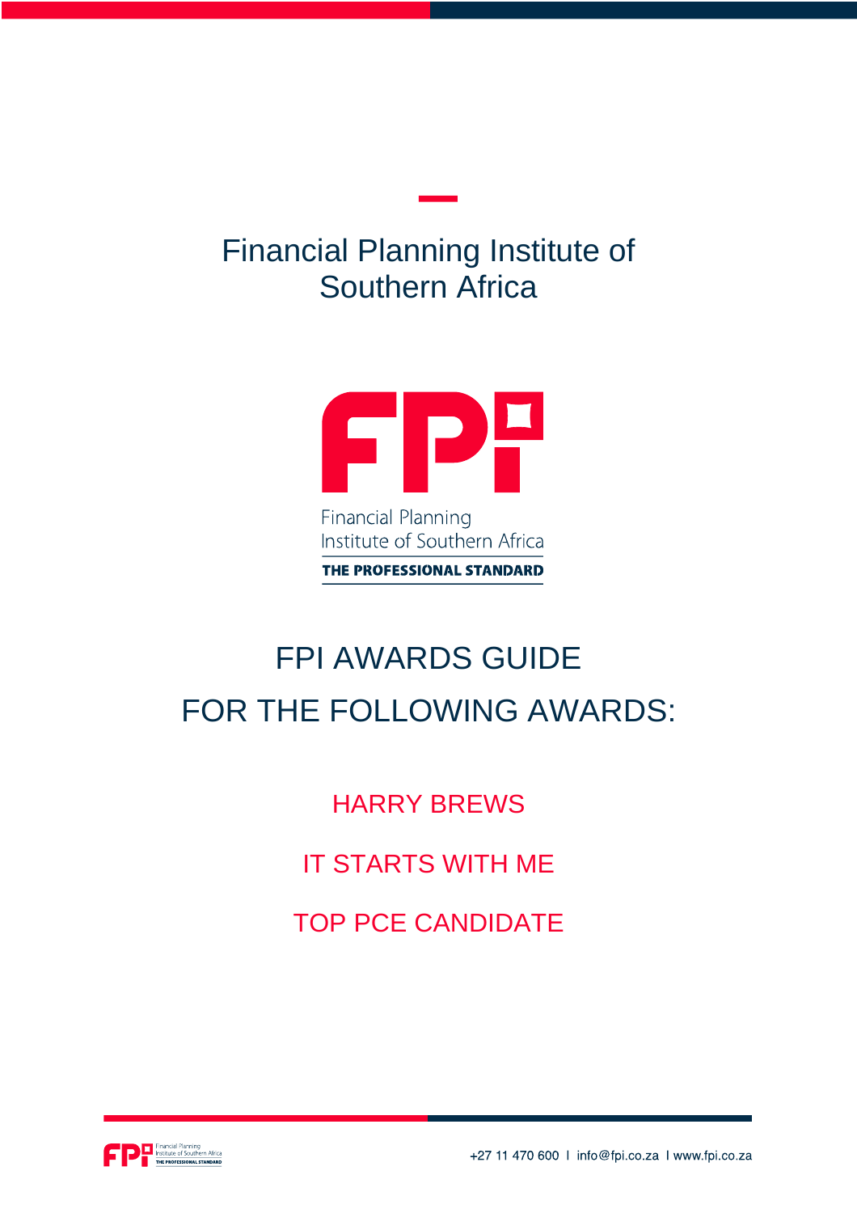# Financial Planning Institute of Southern Africa

Financial Planning
Institute of Southern Africa
THE PROFESSIONAL STANDARD

## FPI AWARDS GUIDE

## FOR THE FOLLOWING AWARDS:

HARRY BREWS

IT STARTS WITH ME

TOP PCE CANDIDATE

+27 11 470 600 I info@fpi.co.za I www.fpi.co.za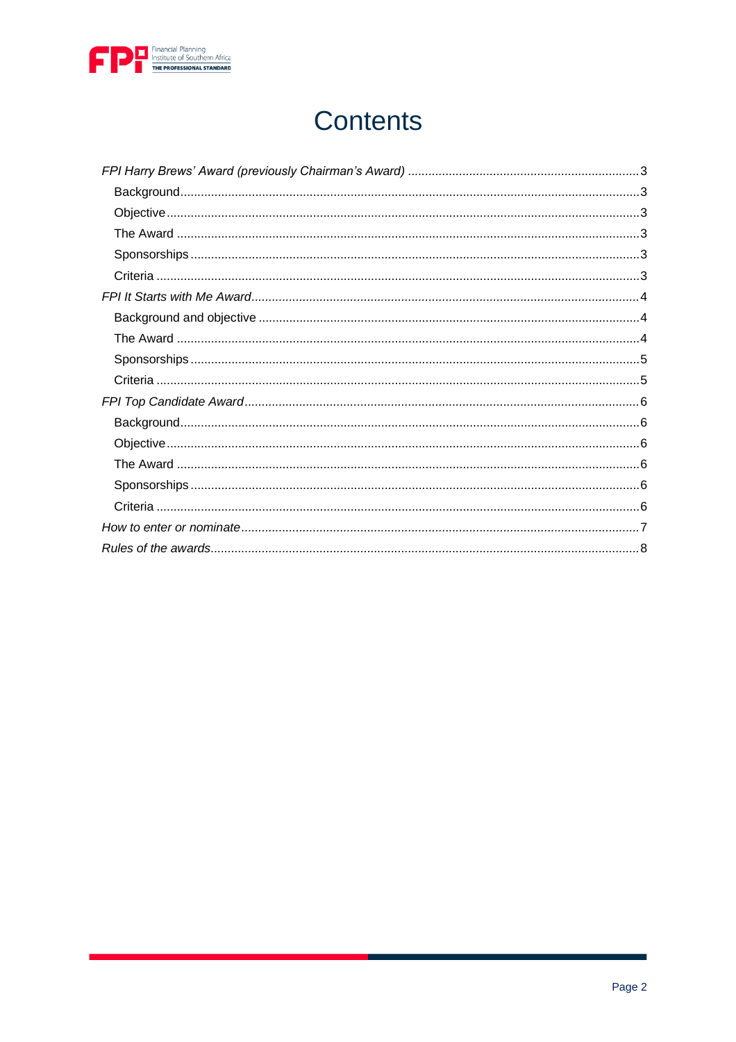# Contents

*FPI Harry Brews' Award (previously Chairman's Award)* .......... 3

- Background .......... 3
- Objective .......... 3
- The Award .......... 3
- Sponsorships .......... 3
- Criteria .......... 3

*FPI It Starts with Me Award* .......... 4

- Background and objective .......... 4
- The Award .......... 4
- Sponsorships .......... 5
- Criteria .......... 5

*FPI Top Candidate Award* .......... 6

- Background .......... 6
- Objective .......... 6
- The Award .......... 6
- Sponsorships .......... 6
- Criteria .......... 6

*How to enter or nominate* .......... 7

*Rules of the awards* .......... 8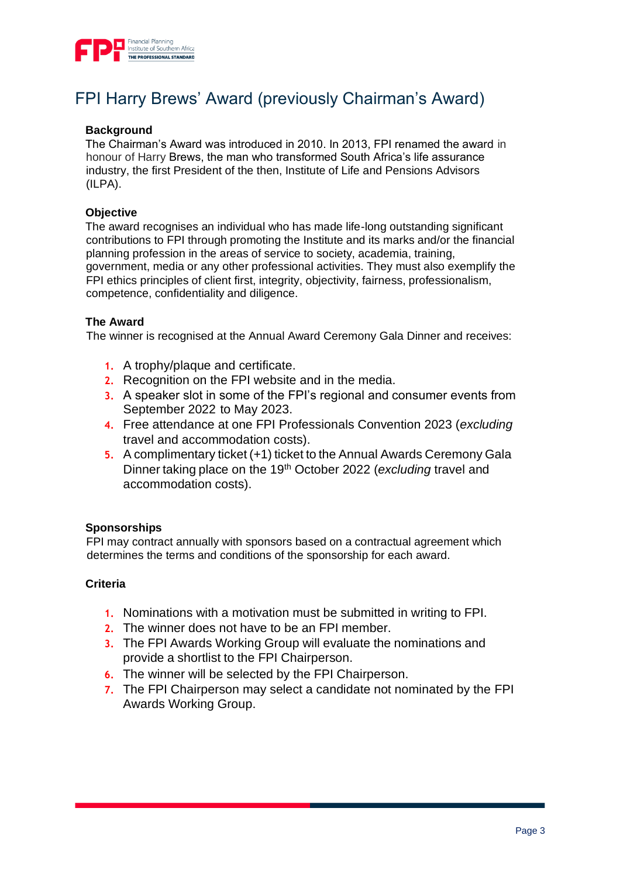# FPI Harry Brews' Award (previously Chairman's Award)

**Background**

The Chairman's Award was introduced in 2010. In 2013, FPI renamed the award in honour of Harry Brews, the man who transformed South Africa's life assurance industry, the first President of the then, Institute of Life and Pensions Advisors (ILPA).

**Objective**

The award recognises an individual who has made life-long outstanding significant contributions to FPI through promoting the Institute and its marks and/or the financial planning profession in the areas of service to society, academia, training, government, media or any other professional activities. They must also exemplify the FPI ethics principles of client first, integrity, objectivity, fairness, professionalism, competence, confidentiality and diligence.

**The Award**

The winner is recognised at the Annual Award Ceremony Gala Dinner and receives:

1. A trophy/plaque and certificate.
2. Recognition on the FPI website and in the media.
3. A speaker slot in some of the FPI's regional and consumer events from September 2022 to May 2023.
4. Free attendance at one FPI Professionals Convention 2023 (*excluding* travel and accommodation costs).
5. A complimentary ticket (+1) ticket to the Annual Awards Ceremony Gala Dinner taking place on the 19th October 2022 (*excluding* travel and accommodation costs).

**Sponsorships**

FPI may contract annually with sponsors based on a contractual agreement which determines the terms and conditions of the sponsorship for each award.

**Criteria**

1. Nominations with a motivation must be submitted in writing to FPI.
2. The winner does not have to be an FPI member.
3. The FPI Awards Working Group will evaluate the nominations and provide a shortlist to the FPI Chairperson.

6. The winner will be selected by the FPI Chairperson.
7. The FPI Chairperson may select a candidate not nominated by the FPI Awards Working Group.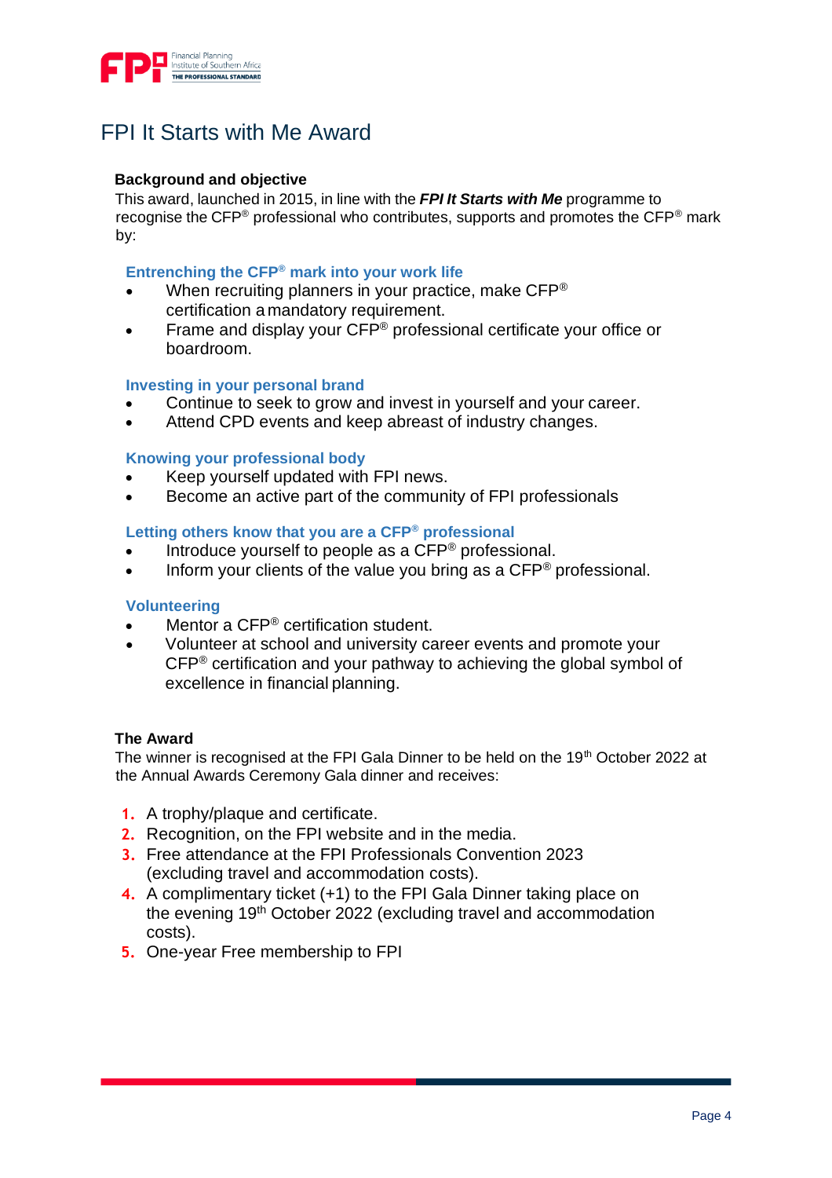# FPI It Starts with Me Award

**Background and objective**

This award, launched in 2015, in line with the ***FPI It Starts with Me*** programme to recognise the CFP® professional who contributes, supports and promotes the CFP® mark by:

### Entrenching the CFP® mark into your work life

- When recruiting planners in your practice, make CFP® certification a mandatory requirement.
- Frame and display your CFP® professional certificate your office or boardroom.

### Investing in your personal brand

- Continue to seek to grow and invest in yourself and your career.
- Attend CPD events and keep abreast of industry changes.

### Knowing your professional body

- Keep yourself updated with FPI news.
- Become an active part of the community of FPI professionals

### Letting others know that you are a CFP® professional

- Introduce yourself to people as a CFP® professional.
- Inform your clients of the value you bring as a CFP® professional.

### Volunteering

- Mentor a CFP® certification student.
- Volunteer at school and university career events and promote your CFP® certification and your pathway to achieving the global symbol of excellence in financial planning.

**The Award**

The winner is recognised at the FPI Gala Dinner to be held on the 19th October 2022 at the Annual Awards Ceremony Gala dinner and receives:

1. A trophy/plaque and certificate.
2. Recognition, on the FPI website and in the media.
3. Free attendance at the FPI Professionals Convention 2023 (excluding travel and accommodation costs).
4. A complimentary ticket (+1) to the FPI Gala Dinner taking place on the evening 19th October 2022 (excluding travel and accommodation costs).
5. One-year Free membership to FPI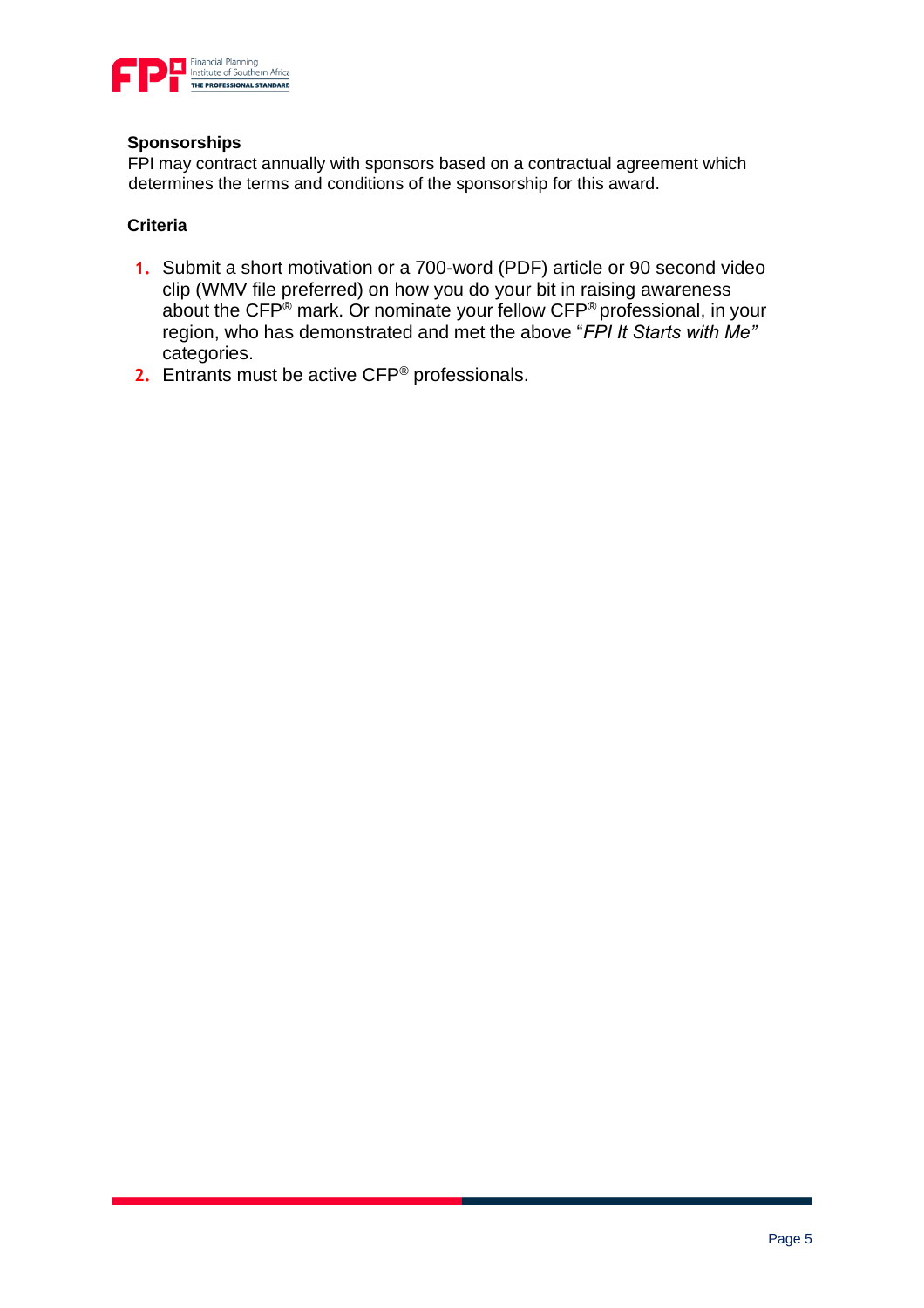**Sponsorships**

FPI may contract annually with sponsors based on a contractual agreement which determines the terms and conditions of the sponsorship for this award.

**Criteria**

1. Submit a short motivation or a 700-word (PDF) article or 90 second video clip (WMV file preferred) on how you do your bit in raising awareness about the CFP® mark. Or nominate your fellow CFP® professional, in your region, who has demonstrated and met the above "*FPI It Starts with Me"* categories.
2. Entrants must be active CFP® professionals.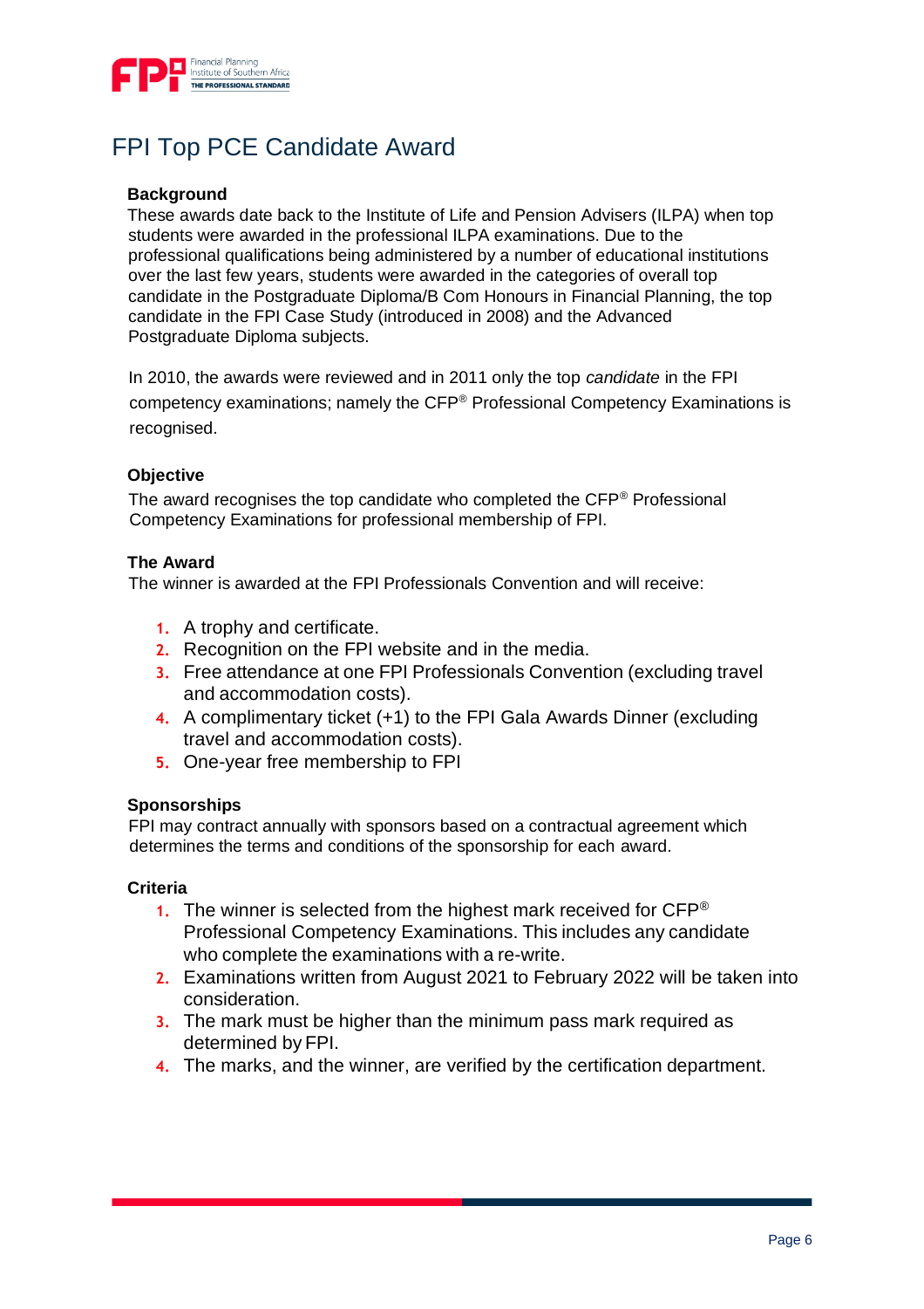# FPI Top PCE Candidate Award

## Background

These awards date back to the Institute of Life and Pension Advisers (ILPA) when top students were awarded in the professional ILPA examinations. Due to the professional qualifications being administered by a number of educational institutions over the last few years, students were awarded in the categories of overall top candidate in the Postgraduate Diploma/B Com Honours in Financial Planning, the top candidate in the FPI Case Study (introduced in 2008) and the Advanced Postgraduate Diploma subjects.

In 2010, the awards were reviewed and in 2011 only the top *candidate* in the FPI competency examinations; namely the CFP® Professional Competency Examinations is recognised.

## Objective

The award recognises the top candidate who completed the CFP® Professional Competency Examinations for professional membership of FPI.

## The Award

The winner is awarded at the FPI Professionals Convention and will receive:

1. A trophy and certificate.
2. Recognition on the FPI website and in the media.
3. Free attendance at one FPI Professionals Convention (excluding travel and accommodation costs).
4. A complimentary ticket (+1) to the FPI Gala Awards Dinner (excluding travel and accommodation costs).
5. One-year free membership to FPI

## Sponsorships

FPI may contract annually with sponsors based on a contractual agreement which determines the terms and conditions of the sponsorship for each award.

## Criteria

1. The winner is selected from the highest mark received for CFP® Professional Competency Examinations. This includes any candidate who complete the examinations with a re-write.
2. Examinations written from August 2021 to February 2022 will be taken into consideration.
3. The mark must be higher than the minimum pass mark required as determined by FPI.
4. The marks, and the winner, are verified by the certification department.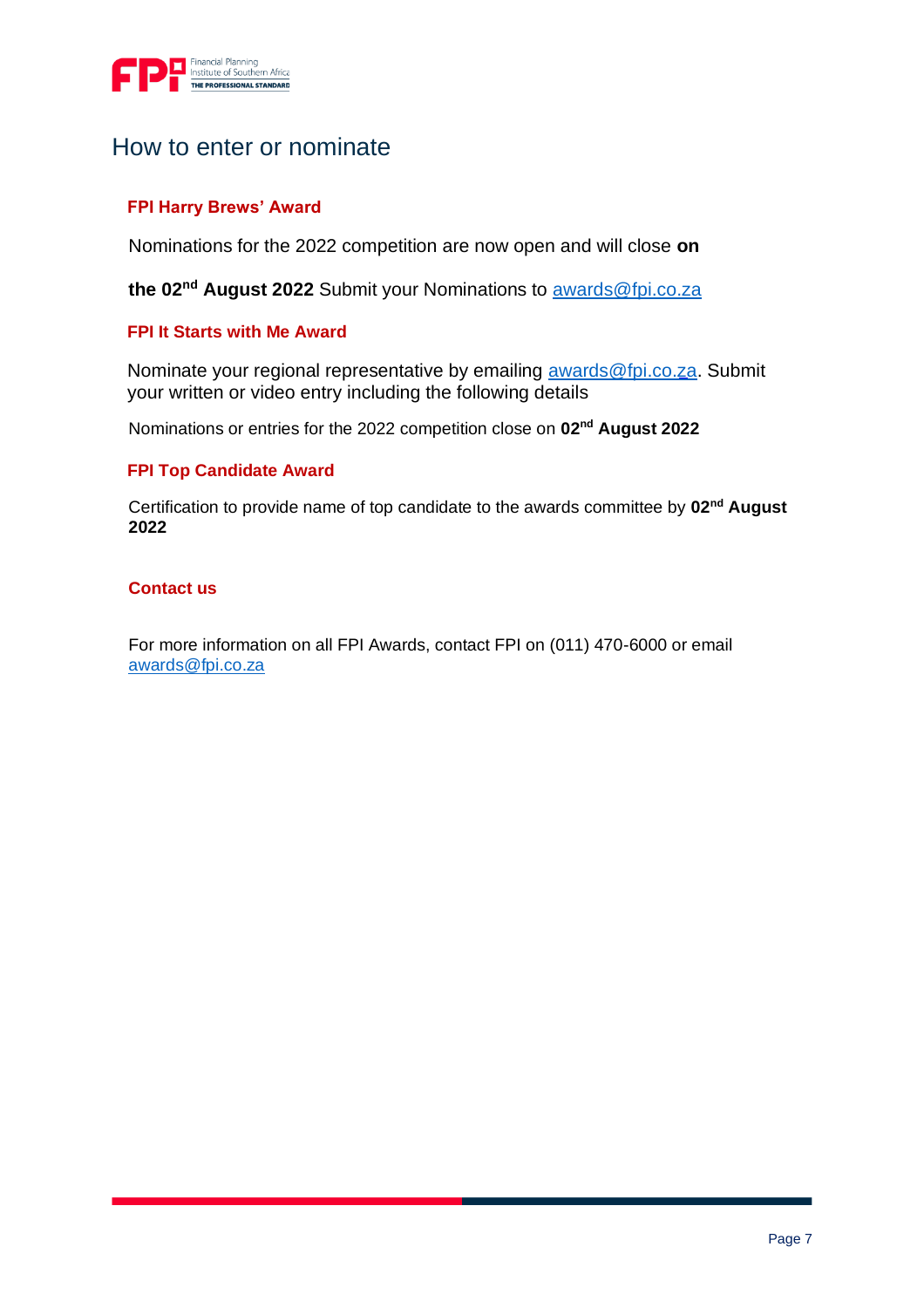# How to enter or nominate

### FPI Harry Brews' Award

Nominations for the 2022 competition are now open and will close **on the 02nd August 2022** Submit your Nominations to awards@fpi.co.za

### FPI It Starts with Me Award

Nominate your regional representative by emailing awards@fpi.co.za. Submit your written or video entry including the following details

Nominations or entries for the 2022 competition close on **02nd August 2022**

### FPI Top Candidate Award

Certification to provide name of top candidate to the awards committee by **02nd August 2022**

### Contact us

For more information on all FPI Awards, contact FPI on (011) 470-6000 or email awards@fpi.co.za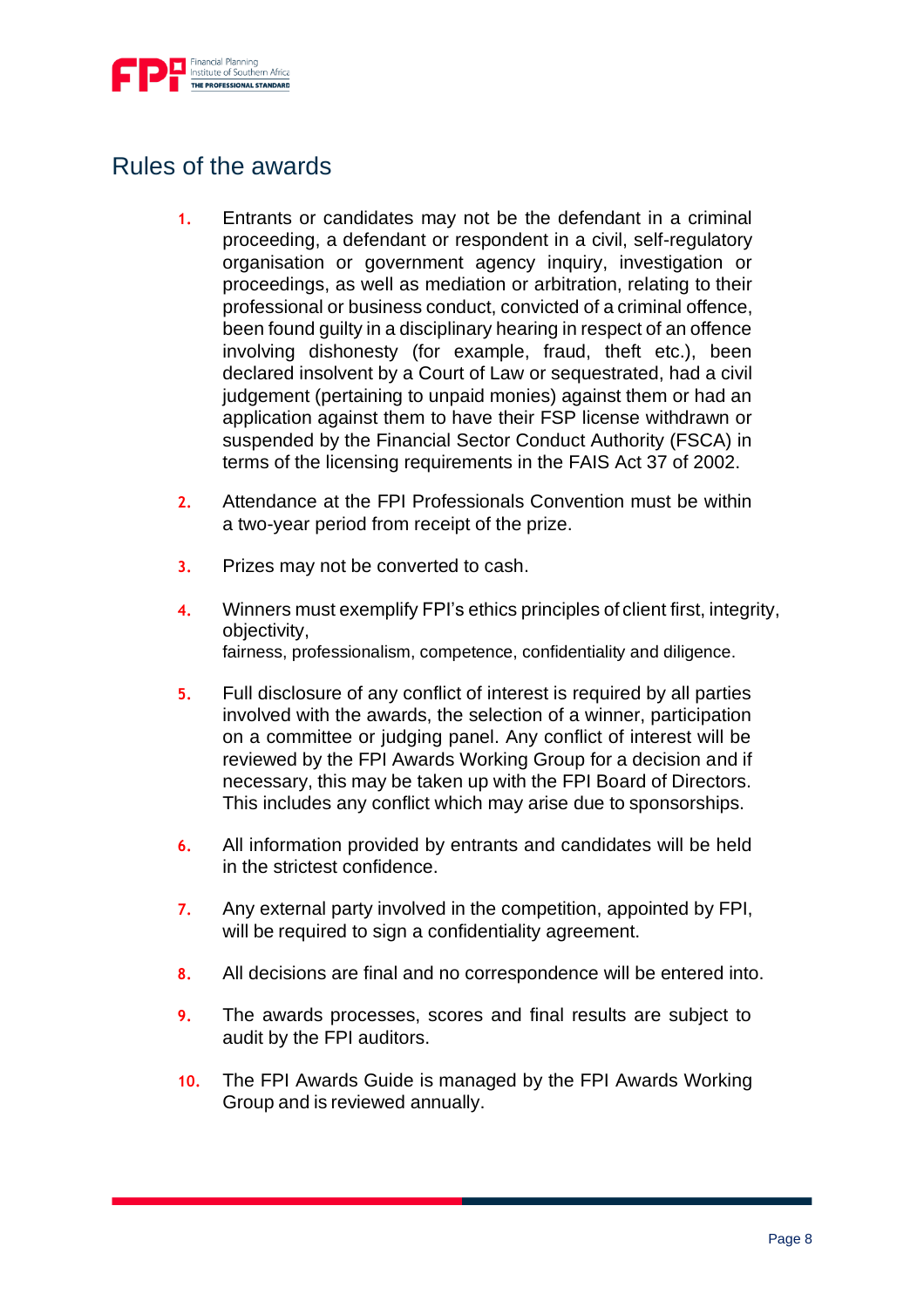## Rules of the awards

1. Entrants or candidates may not be the defendant in a criminal proceeding, a defendant or respondent in a civil, self-regulatory organisation or government agency inquiry, investigation or proceedings, as well as mediation or arbitration, relating to their professional or business conduct, convicted of a criminal offence, been found guilty in a disciplinary hearing in respect of an offence involving dishonesty (for example, fraud, theft etc.), been declared insolvent by a Court of Law or sequestrated, had a civil judgement (pertaining to unpaid monies) against them or had an application against them to have their FSP license withdrawn or suspended by the Financial Sector Conduct Authority (FSCA) in terms of the licensing requirements in the FAIS Act 37 of 2002.
2. Attendance at the FPI Professionals Convention must be within a two-year period from receipt of the prize.
3. Prizes may not be converted to cash.
4. Winners must exemplify FPI's ethics principles of client first, integrity, objectivity, fairness, professionalism, competence, confidentiality and diligence.
5. Full disclosure of any conflict of interest is required by all parties involved with the awards, the selection of a winner, participation on a committee or judging panel. Any conflict of interest will be reviewed by the FPI Awards Working Group for a decision and if necessary, this may be taken up with the FPI Board of Directors. This includes any conflict which may arise due to sponsorships.
6. All information provided by entrants and candidates will be held in the strictest confidence.
7. Any external party involved in the competition, appointed by FPI, will be required to sign a confidentiality agreement.
8. All decisions are final and no correspondence will be entered into.
9. The awards processes, scores and final results are subject to audit by the FPI auditors.
10. The FPI Awards Guide is managed by the FPI Awards Working Group and is reviewed annually.